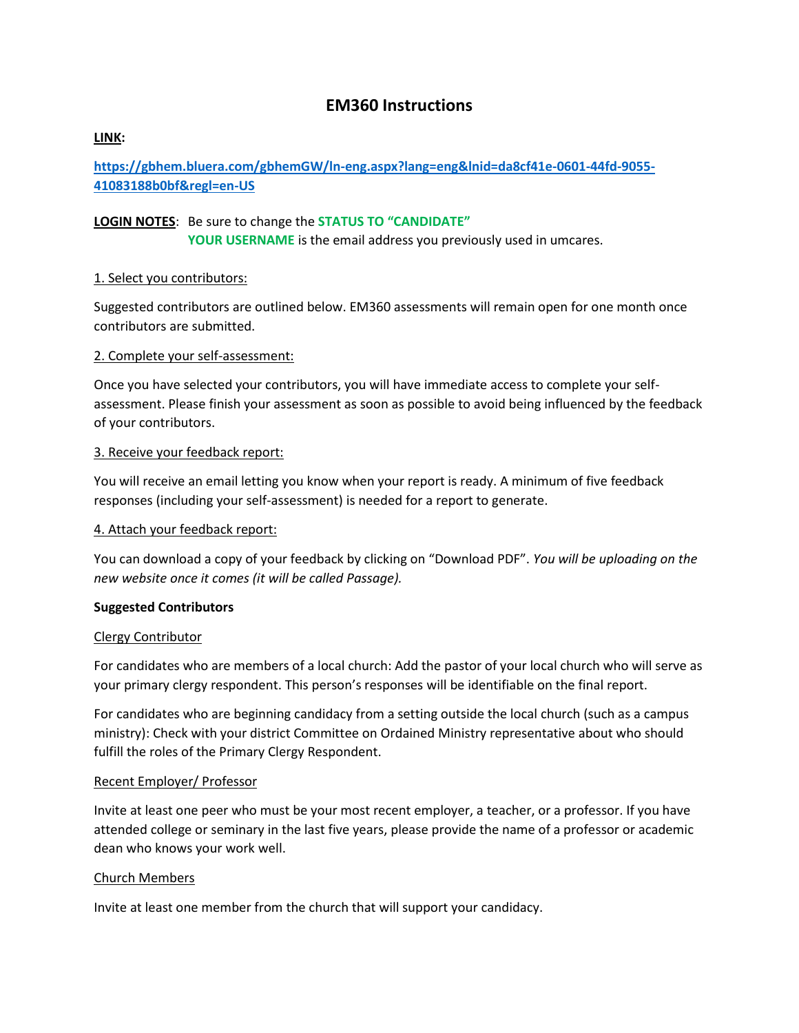# EM360 Instructions

**LINK:**

**https://gbhem.bluera.com/gbhemGW/ln-eng.aspx?lang=eng&lnid=da8cf41e-0601-44fd-9055-41083188b0bf&regl=en-US**

**LOGIN NOTES**: Be sure to change the **STATUS TO "CANDIDATE"**
**YOUR USERNAME** is the email address you previously used in umcares.

1. Select you contributors:

Suggested contributors are outlined below. EM360 assessments will remain open for one month once contributors are submitted.

2. Complete your self-assessment:

Once you have selected your contributors, you will have immediate access to complete your self-assessment. Please finish your assessment as soon as possible to avoid being influenced by the feedback of your contributors.

3. Receive your feedback report:

You will receive an email letting you know when your report is ready. A minimum of five feedback responses (including your self-assessment) is needed for a report to generate.

4. Attach your feedback report:

You can download a copy of your feedback by clicking on "Download PDF". *You will be uploading on the new website once it comes (it will be called Passage).*

**Suggested Contributors**

Clergy Contributor

For candidates who are members of a local church: Add the pastor of your local church who will serve as your primary clergy respondent. This person's responses will be identifiable on the final report.

For candidates who are beginning candidacy from a setting outside the local church (such as a campus ministry): Check with your district Committee on Ordained Ministry representative about who should fulfill the roles of the Primary Clergy Respondent.

Recent Employer/ Professor

Invite at least one peer who must be your most recent employer, a teacher, or a professor. If you have attended college or seminary in the last five years, please provide the name of a professor or academic dean who knows your work well.

Church Members

Invite at least one member from the church that will support your candidacy.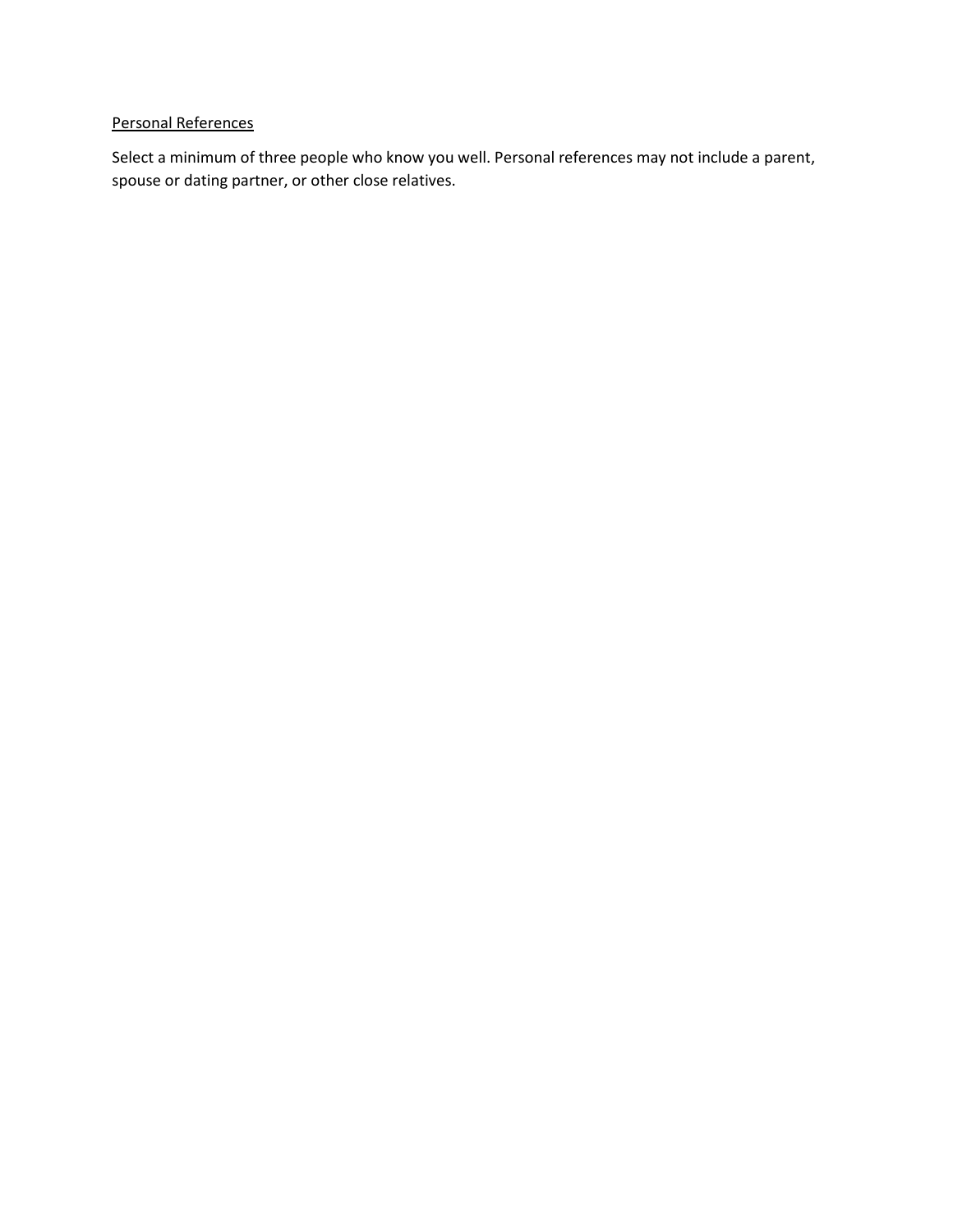Personal References

Select a minimum of three people who know you well. Personal references may not include a parent, spouse or dating partner, or other close relatives.